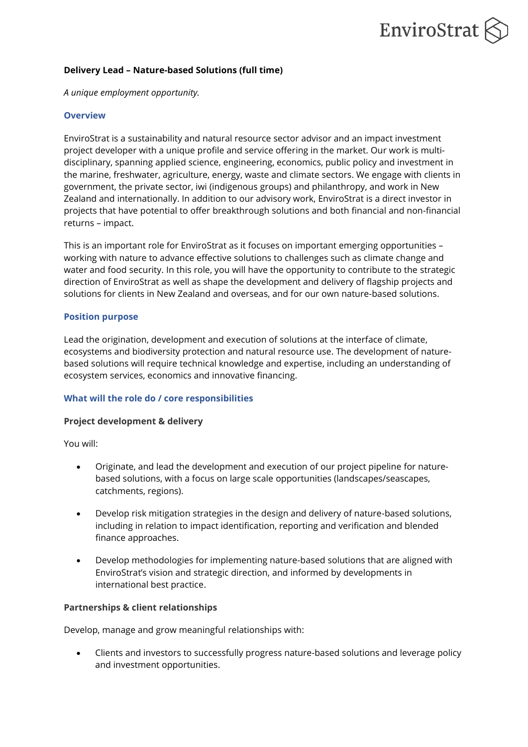EnviroStrat

**Delivery Lead – Nature-based Solutions (full time)**

*A unique employment opportunity.*

## Overview

EnviroStrat is a sustainability and natural resource sector advisor and an impact investment project developer with a unique profile and service offering in the market. Our work is multi-disciplinary, spanning applied science, engineering, economics, public policy and investment in the marine, freshwater, agriculture, energy, waste and climate sectors. We engage with clients in government, the private sector, iwi (indigenous groups) and philanthropy, and work in New Zealand and internationally. In addition to our advisory work, EnviroStrat is a direct investor in projects that have potential to offer breakthrough solutions and both financial and non-financial returns – impact.

This is an important role for EnviroStrat as it focuses on important emerging opportunities – working with nature to advance effective solutions to challenges such as climate change and water and food security. In this role, you will have the opportunity to contribute to the strategic direction of EnviroStrat as well as shape the development and delivery of flagship projects and solutions for clients in New Zealand and overseas, and for our own nature-based solutions.

## Position purpose

Lead the origination, development and execution of solutions at the interface of climate, ecosystems and biodiversity protection and natural resource use. The development of nature-based solutions will require technical knowledge and expertise, including an understanding of ecosystem services, economics and innovative financing.

## What will the role do / core responsibilities

### Project development & delivery

You will:

- Originate, and lead the development and execution of our project pipeline for nature-based solutions, with a focus on large scale opportunities (landscapes/seascapes, catchments, regions).
- Develop risk mitigation strategies in the design and delivery of nature-based solutions, including in relation to impact identification, reporting and verification and blended finance approaches.
- Develop methodologies for implementing nature-based solutions that are aligned with EnviroStrat's vision and strategic direction, and informed by developments in international best practice.

### Partnerships & client relationships

Develop, manage and grow meaningful relationships with:

- Clients and investors to successfully progress nature-based solutions and leverage policy and investment opportunities.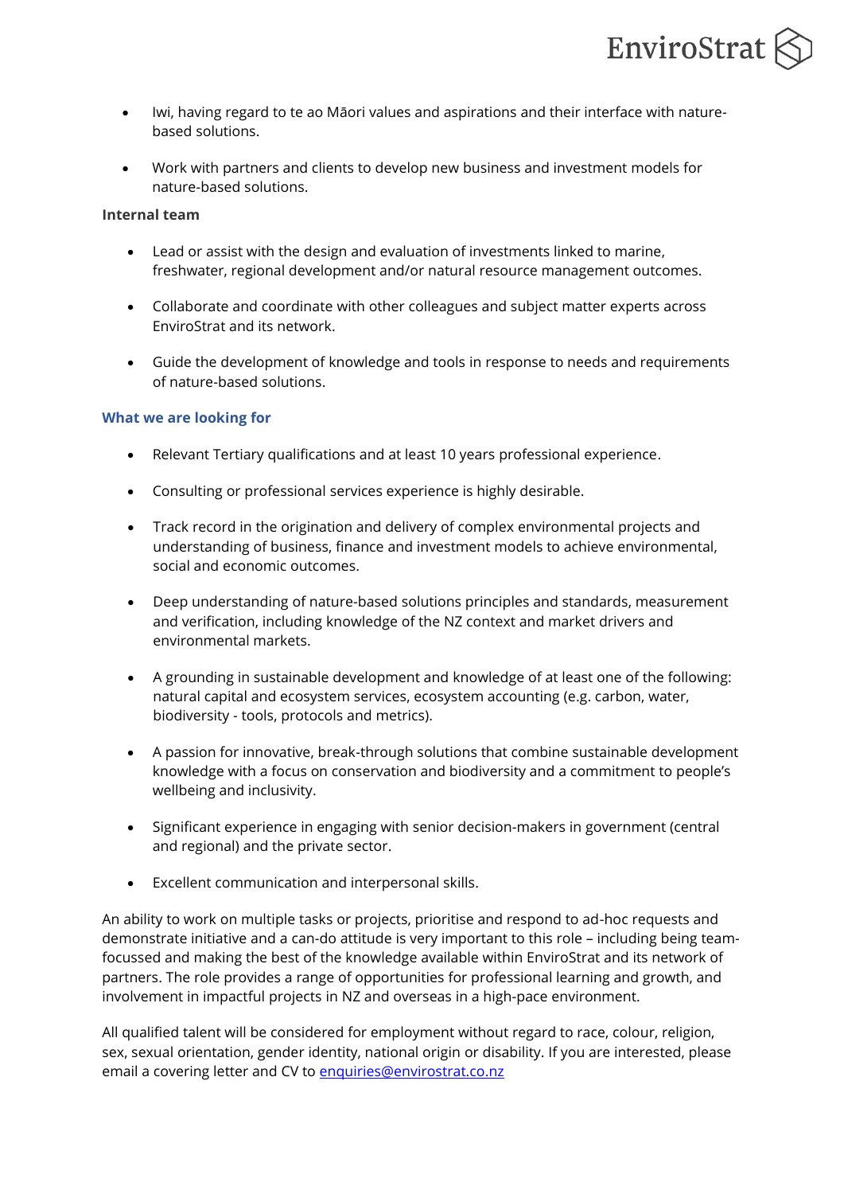- Iwi, having regard to te ao Māori values and aspirations and their interface with nature-based solutions.
- Work with partners and clients to develop new business and investment models for nature-based solutions.

**Internal team**

- Lead or assist with the design and evaluation of investments linked to marine, freshwater, regional development and/or natural resource management outcomes.
- Collaborate and coordinate with other colleagues and subject matter experts across EnviroStrat and its network.
- Guide the development of knowledge and tools in response to needs and requirements of nature-based solutions.

**What we are looking for**

- Relevant Tertiary qualifications and at least 10 years professional experience.
- Consulting or professional services experience is highly desirable.
- Track record in the origination and delivery of complex environmental projects and understanding of business, finance and investment models to achieve environmental, social and economic outcomes.
- Deep understanding of nature-based solutions principles and standards, measurement and verification, including knowledge of the NZ context and market drivers and environmental markets.
- A grounding in sustainable development and knowledge of at least one of the following: natural capital and ecosystem services, ecosystem accounting (e.g. carbon, water, biodiversity - tools, protocols and metrics).
- A passion for innovative, break-through solutions that combine sustainable development knowledge with a focus on conservation and biodiversity and a commitment to people's wellbeing and inclusivity.
- Significant experience in engaging with senior decision-makers in government (central and regional) and the private sector.
- Excellent communication and interpersonal skills.

An ability to work on multiple tasks or projects, prioritise and respond to ad-hoc requests and demonstrate initiative and a can-do attitude is very important to this role – including being team-focussed and making the best of the knowledge available within EnviroStrat and its network of partners. The role provides a range of opportunities for professional learning and growth, and involvement in impactful projects in NZ and overseas in a high-pace environment.

All qualified talent will be considered for employment without regard to race, colour, religion, sex, sexual orientation, gender identity, national origin or disability. If you are interested, please email a covering letter and CV to enquiries@envirostrat.co.nz